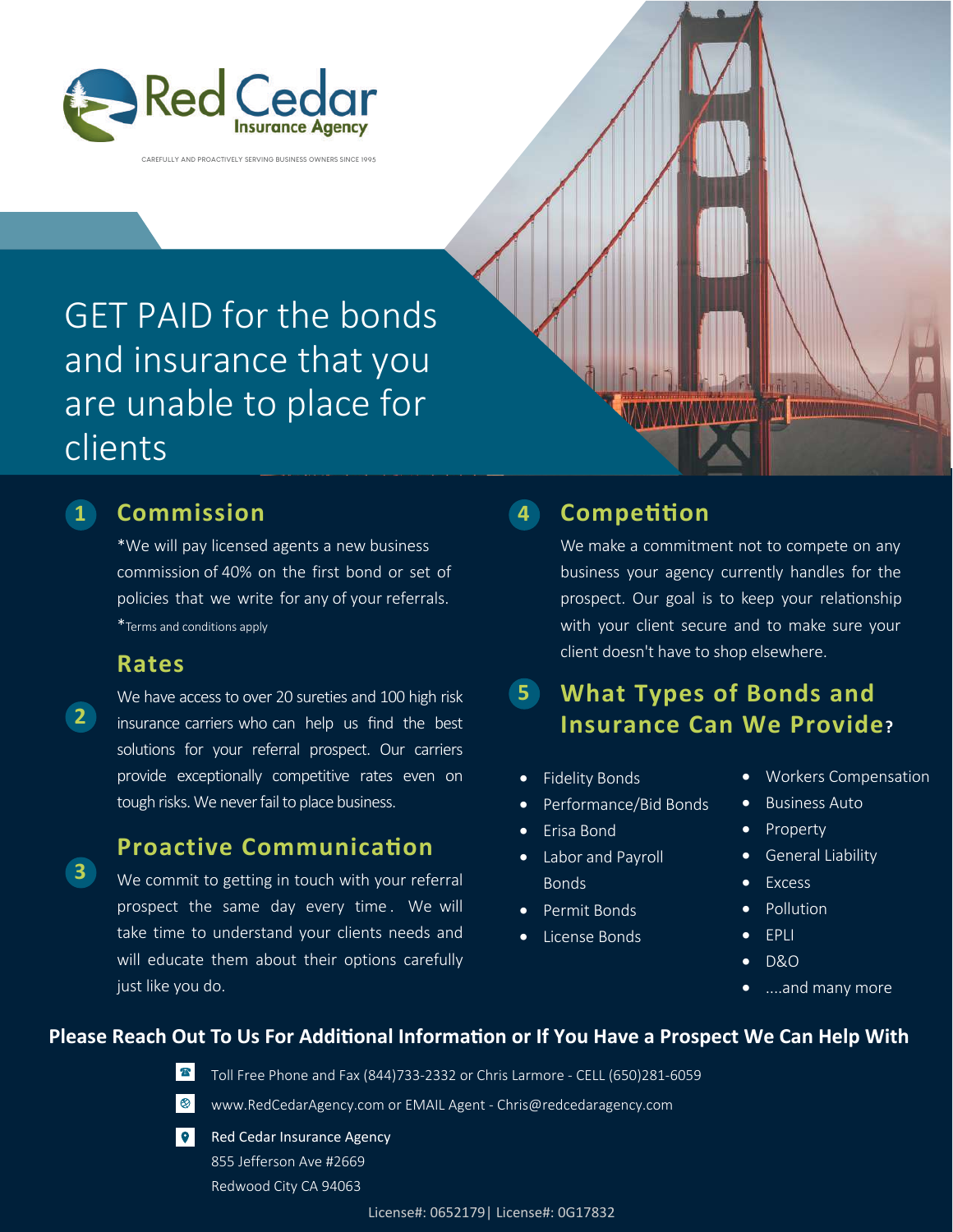# Red Cedar Insurance Agency

CAREFULLY AND PROACTIVELY SERVING BUSINESS OWNERS SINCE 1995

# GET PAID for the bonds and insurance that you are unable to place for clients

## 1 Commission

*We will pay licensed agents a new business commission of 40% on the first bond or set of policies that we write for any of your referrals.

*Terms and conditions apply

## 2 Rates

We have access to over 20 sureties and 100 high risk insurance carriers who can help us find the best solutions for your referral prospect. Our carriers provide exceptionally competitive rates even on tough risks. We never fail to place business.

## 3 Proactive Communication

We commit to getting in touch with your referral prospect the same day every time. We will take time to understand your clients needs and will educate them about their options carefully just like you do.

## 4 Competition

We make a commitment not to compete on any business your agency currently handles for the prospect. Our goal is to keep your relationship with your client secure and to make sure your client doesn't have to shop elsewhere.

## 5 What Types of Bonds and Insurance Can We Provide?

- Fidelity Bonds
- Performance/Bid Bonds
- Erisa Bond
- Labor and Payroll Bonds
- Permit Bonds
- License Bonds

- Workers Compensation
- Business Auto
- Property
- General Liability
- Excess
- Pollution
- EPLI
- D&O
- ....and many more

**Please Reach Out To Us For Additional Information or If You Have a Prospect We Can Help With**

Toll Free Phone and Fax (844)733-2332 or Chris Larmore - CELL (650)281-6059

www.RedCedarAgency.com or EMAIL Agent - Chris@redcedaragency.com

Red Cedar Insurance Agency
855 Jefferson Ave #2669
Redwood City CA 94063

License#: 0652179| License#: 0G17832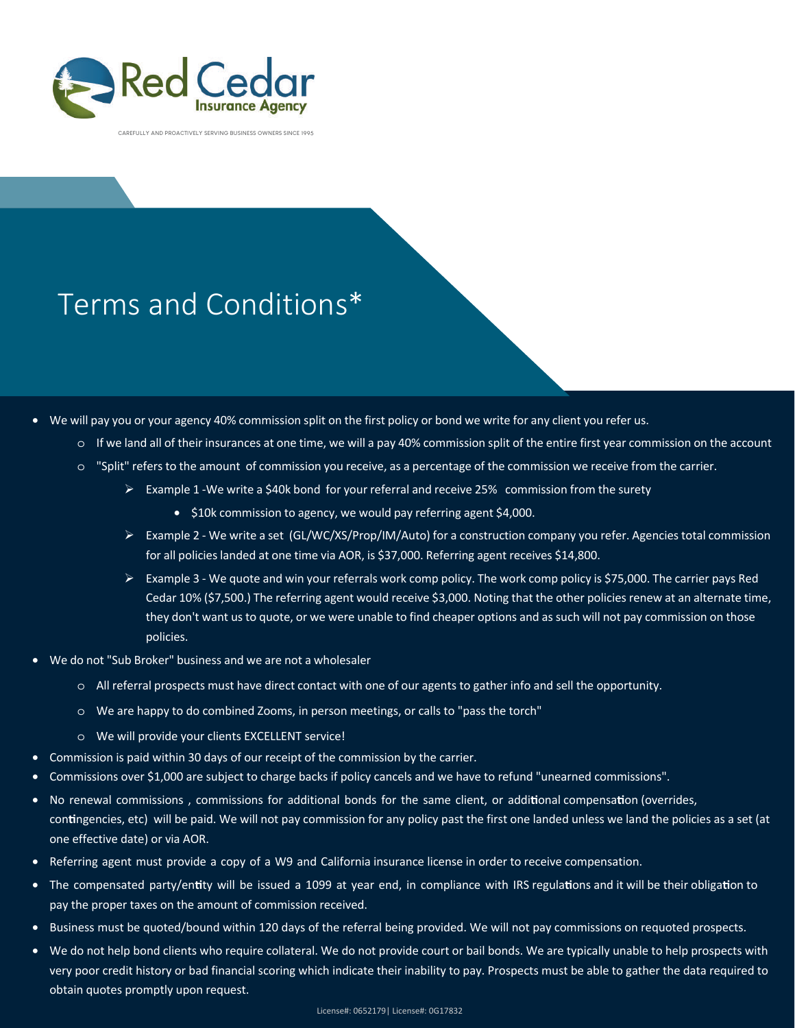Red Cedar Insurance Agency

CAREFULLY AND PROACTIVELY SERVING BUSINESS OWNERS SINCE 1995

# Terms and Conditions*

- We will pay you or your agency 40% commission split on the first policy or bond we write for any client you refer us.
  - If we land all of their insurances at one time, we will a pay 40% commission split of the entire first year commission on the account
  - "Split" refers to the amount of commission you receive, as a percentage of the commission we receive from the carrier.
    - Example 1 -We write a $40k bond for your referral and receive 25% commission from the surety
      - $10k commission to agency, we would pay referring agent $4,000.
    - Example 2 - We write a set (GL/WC/XS/Prop/IM/Auto) for a construction company you refer. Agencies total commission for all policies landed at one time via AOR, is $37,000. Referring agent receives $14,800.
    - Example 3 - We quote and win your referrals work comp policy. The work comp policy is $75,000. The carrier pays Red Cedar 10% ($7,500.) The referring agent would receive $3,000. Noting that the other policies renew at an alternate time, they don't want us to quote, or we were unable to find cheaper options and as such will not pay commission on those policies.
- We do not "Sub Broker" business and we are not a wholesaler
  - All referral prospects must have direct contact with one of our agents to gather info and sell the opportunity.
  - We are happy to do combined Zooms, in person meetings, or calls to "pass the torch"
  - We will provide your clients EXCELLENT service!
- Commission is paid within 30 days of our receipt of the commission by the carrier.
- Commissions over $1,000 are subject to charge backs if policy cancels and we have to refund "unearned commissions".
- No renewal commissions , commissions for additional bonds for the same client, or additional compensation (overrides, contingencies, etc) will be paid. We will not pay commission for any policy past the first one landed unless we land the policies as a set (at one effective date) or via AOR.
- Referring agent must provide a copy of a W9 and California insurance license in order to receive compensation.
- The compensated party/entity will be issued a 1099 at year end, in compliance with IRS regulations and it will be their obligation to pay the proper taxes on the amount of commission received.
- Business must be quoted/bound within 120 days of the referral being provided. We will not pay commissions on requoted prospects.
- We do not help bond clients who require collateral. We do not provide court or bail bonds. We are typically unable to help prospects with very poor credit history or bad financial scoring which indicate their inability to pay. Prospects must be able to gather the data required to obtain quotes promptly upon request.

License#: 0652179| License#: 0G17832